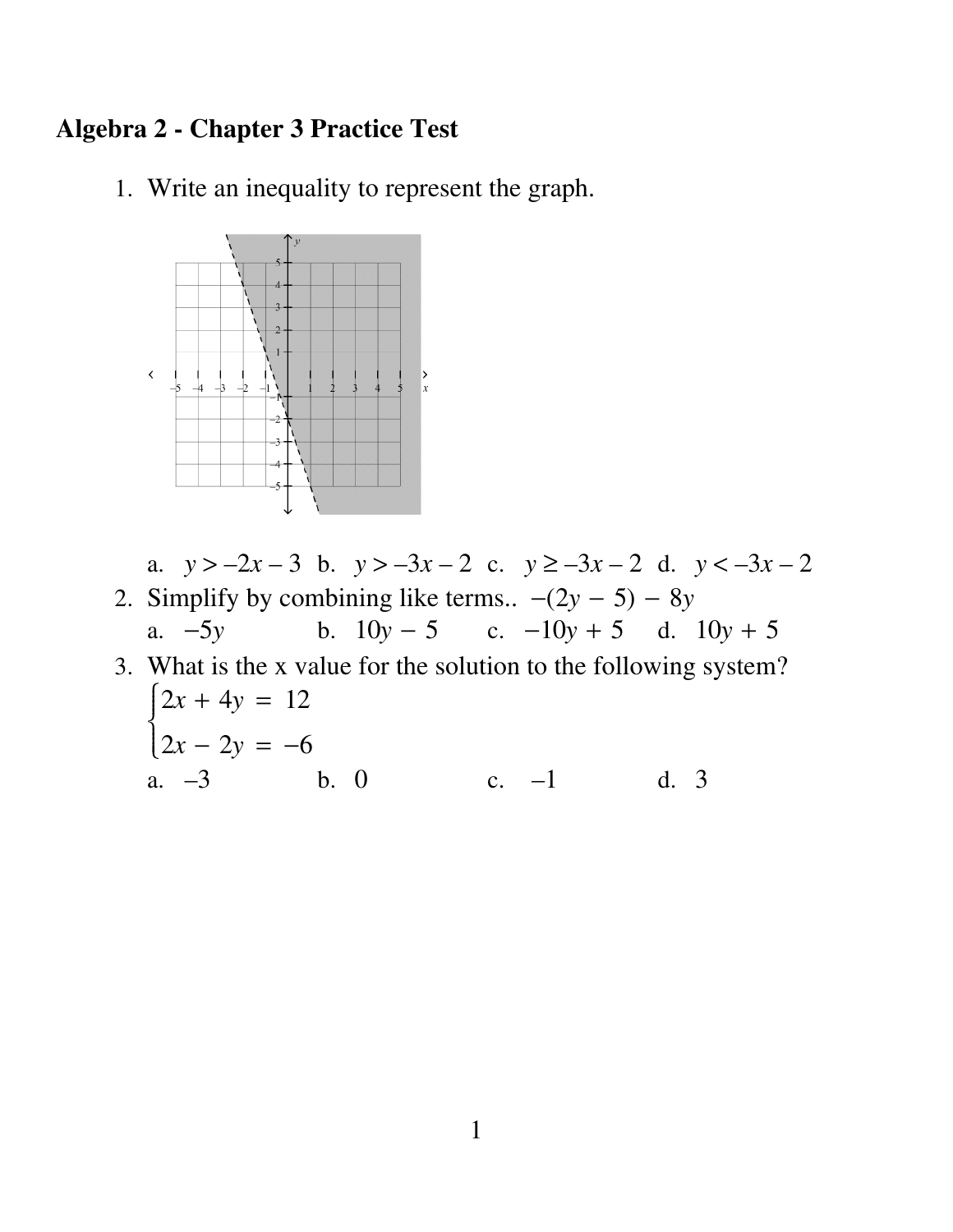# Algebra 2 - Chapter 3 Practice Test

1. Write an inequality to represent the graph.

   a. $y > -2x - 3$ b. $y > -3x - 2$ c. $y \geq -3x - 2$ d. $y < -3x - 2$

2. Simplify by combining like terms.. $-(2y - 5) - 8y$

   a. $-5y$ b. $10y - 5$ c. $-10y + 5$ d. $10y + 5$

3. What is the x value for the solution to the following system?

   $$\begin{cases} 2x + 4y = 12 \\ 2x - 2y = -6 \end{cases}$$

   a. $-3$ b. $0$ c. $-1$ d. $3$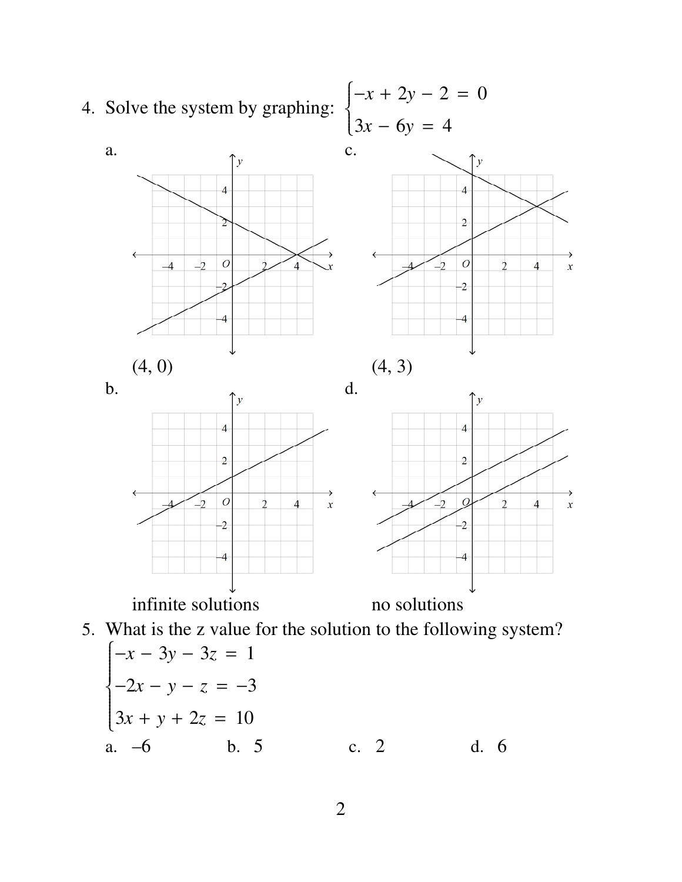4. Solve the system by graphing: $\begin{cases} -x + 2y - 2 = 0 \\ 3x - 6y = 4 \end{cases}$

a. (4, 0)

c. (4, 3)

b. infinite solutions

d. no solutions

5. What is the z value for the solution to the following system?

$$\begin{cases} -x - 3y - 3z = 1 \\ -2x - y - z = -3 \\ 3x + y + 2z = 10 \end{cases}$$

a. –6 b. 5 c. 2 d. 6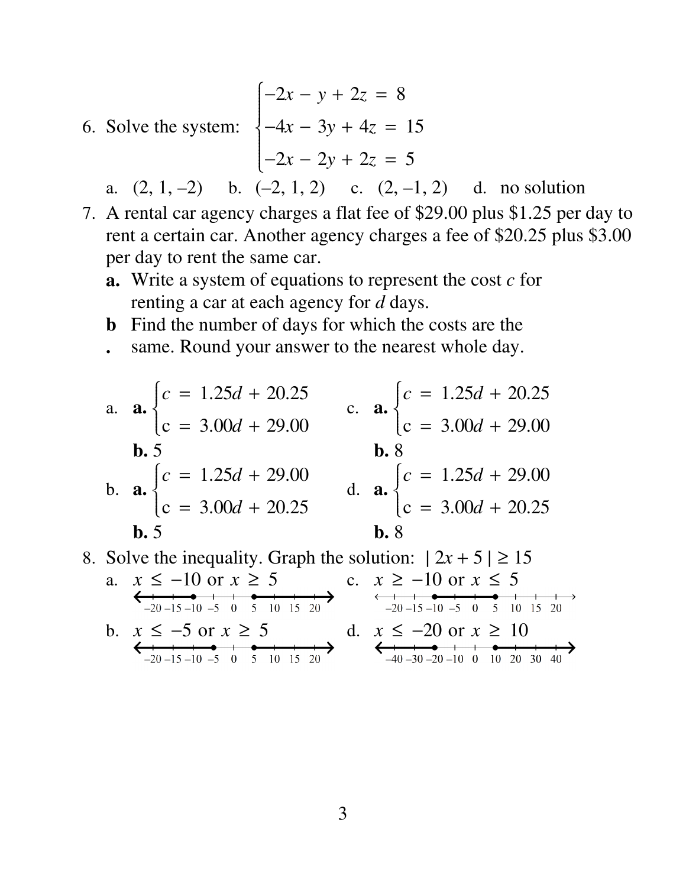6. Solve the system: $\begin{cases} -2x - y + 2z = 8 \\ -4x - 3y + 4z = 15 \\ -2x - 2y + 2z = 5 \end{cases}$

   a. (2, 1, –2) b. (–2, 1, 2) c. (2, –1, 2) d. no solution

7. A rental car agency charges a flat fee of $29.00 plus $1.25 per day to rent a certain car. Another agency charges a fee of $20.25 plus $3.00 per day to rent the same car.

   **a.** Write a system of equations to represent the cost $c$ for renting a car at each agency for $d$ days.

   **b.** Find the number of days for which the costs are the same. Round your answer to the nearest whole day.

   a. **a.** $\begin{cases} c = 1.25d + 20.25 \\ c = 3.00d + 29.00 \end{cases}$
   **b.** 5

   b. **a.** $\begin{cases} c = 1.25d + 29.00 \\ c = 3.00d + 20.25 \end{cases}$
   **b.** 5

   c. **a.** $\begin{cases} c = 1.25d + 20.25 \\ c = 3.00d + 29.00 \end{cases}$
   **b.** 8

   d. **a.** $\begin{cases} c = 1.25d + 29.00 \\ c = 3.00d + 20.25 \end{cases}$
   **b.** 8

8. Solve the inequality. Graph the solution: $|2x + 5| \geq 15$

   a. $x \leq -10$ or $x \geq 5$

   c. $x \geq -10$ or $x \leq 5$

   b. $x \leq -5$ or $x \geq 5$

   d. $x \leq -20$ or $x \geq 10$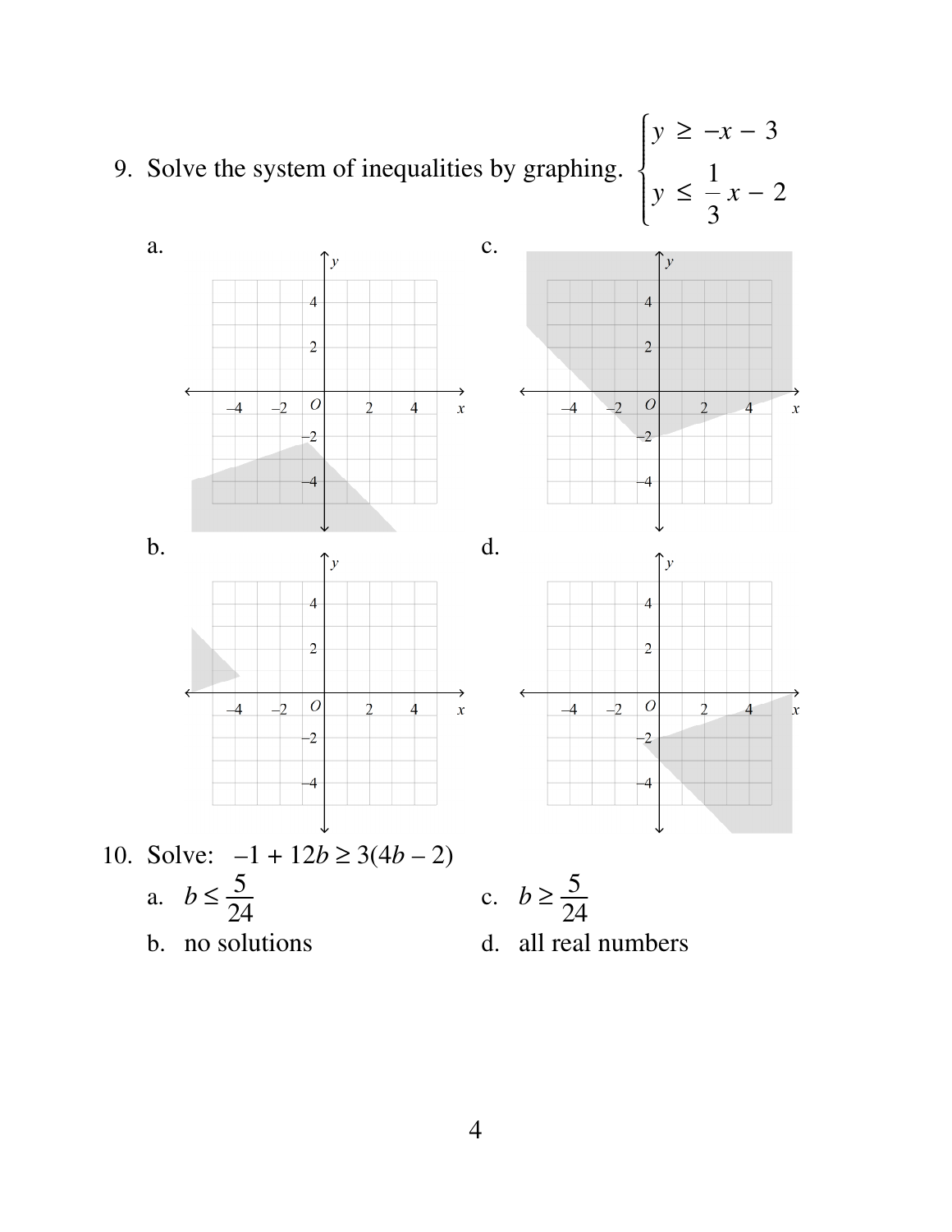9. Solve the system of inequalities by graphing. $\begin{cases} y \geq -x - 3 \\ y \leq \dfrac{1}{3}x - 2 \end{cases}$

a.

c.

b.

d.

10. Solve: $-1 + 12b \geq 3(4b - 2)$

a. $b \leq \dfrac{5}{24}$

c. $b \geq \dfrac{5}{24}$

b. no solutions

d. all real numbers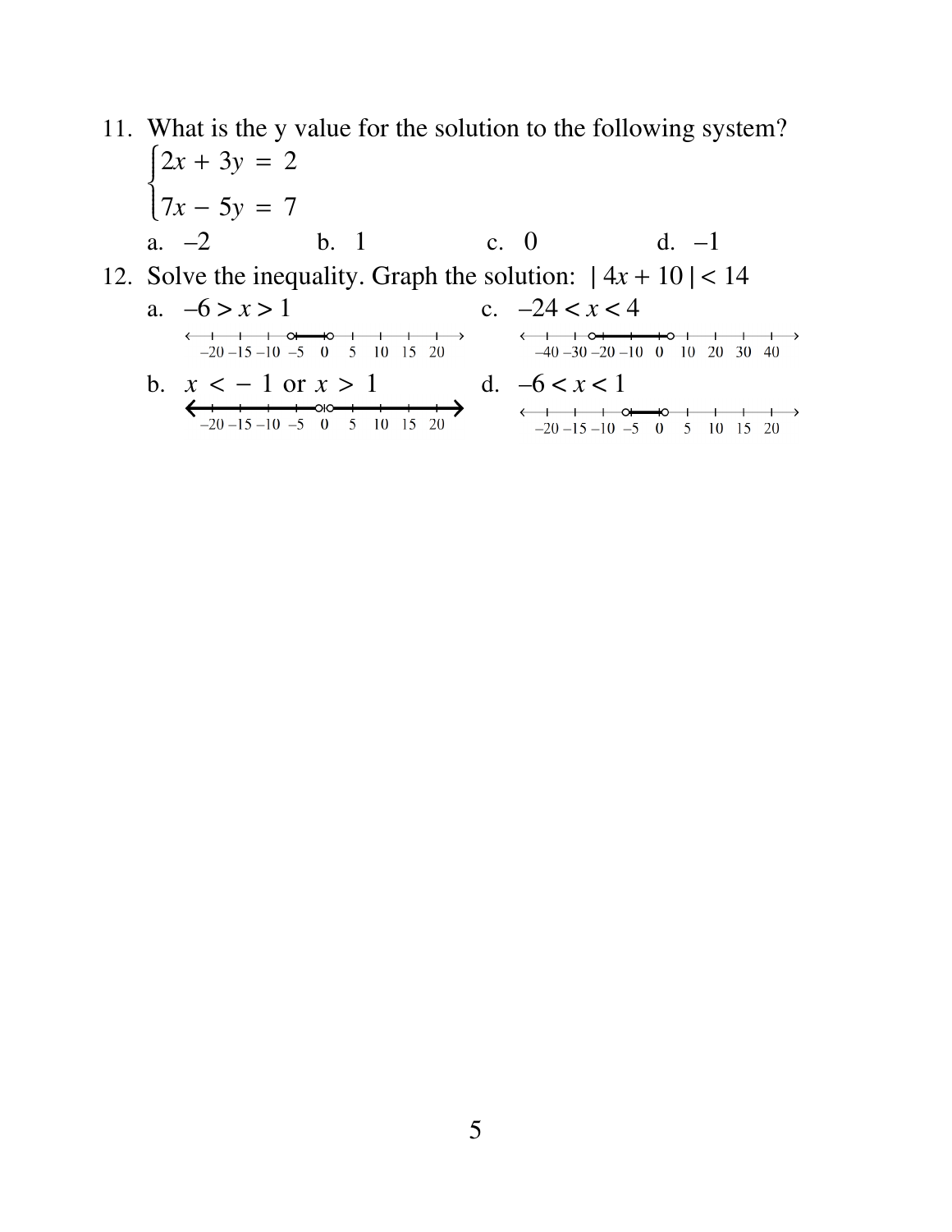11. What is the y value for the solution to the following system?

$$\begin{cases} 2x + 3y = 2 \\ 7x - 5y = 7 \end{cases}$$

   a. $-2$ &nbsp;&nbsp;&nbsp; b. $1$ &nbsp;&nbsp;&nbsp; c. $0$ &nbsp;&nbsp;&nbsp; d. $-1$

12. Solve the inequality. Graph the solution: $|4x + 10| < 14$

   a. $-6 > x > 1$

   –20 –15 –10 –5 0 5 10 15 20

   c. $-24 < x < 4$

   –40 –30 –20 –10 0 10 20 30 40

   b. $x < -1$ or $x > 1$

   –20 –15 –10 –5 0 5 10 15 20

   d. $-6 < x < 1$

   –20 –15 –10 –5 0 5 10 15 20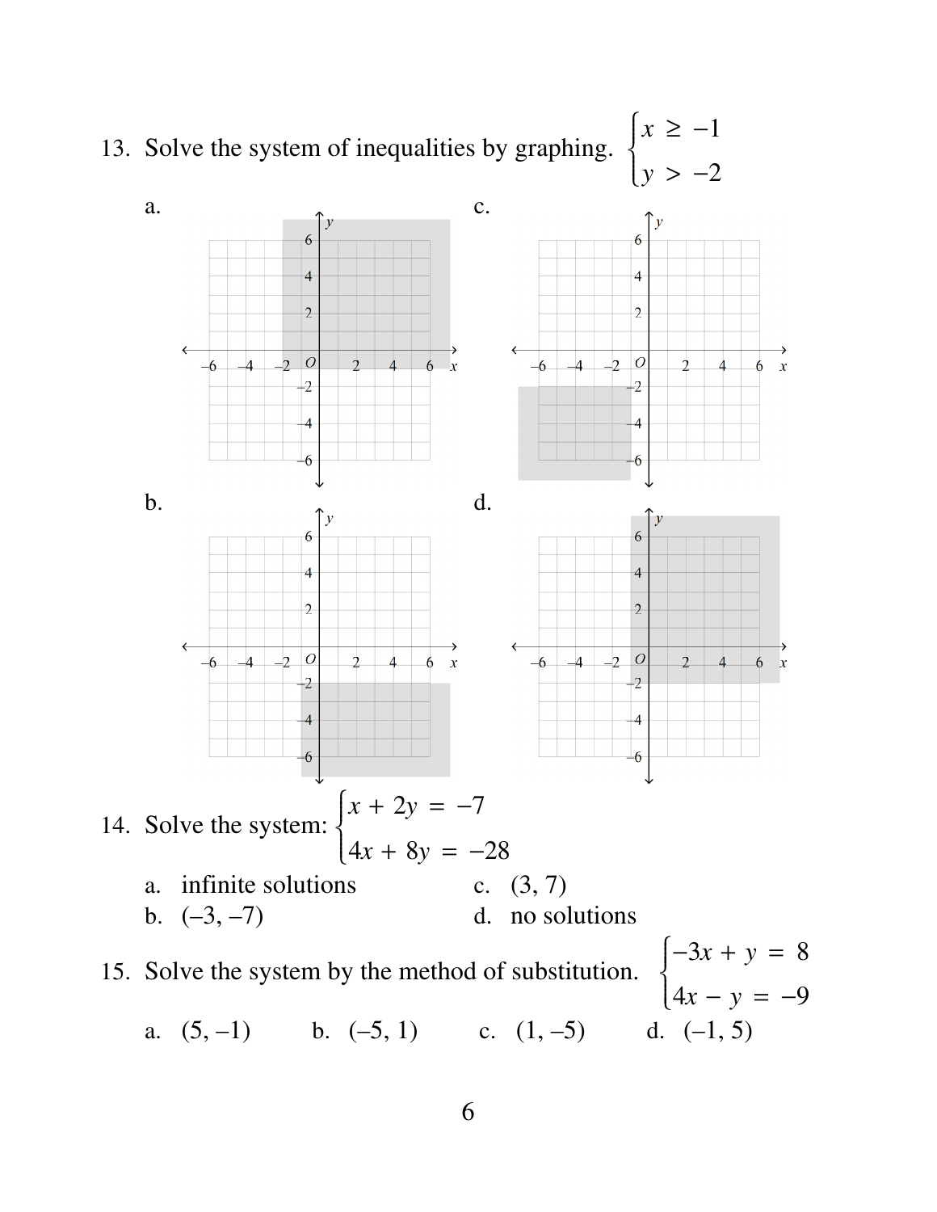13. Solve the system of inequalities by graphing. $\begin{cases} x \geq -1 \\ y > -2 \end{cases}$

a.

c.

b.

d.

14. Solve the system: $\begin{cases} x + 2y = -7 \\ 4x + 8y = -28 \end{cases}$

a. infinite solutions
b. $(-3, -7)$
c. $(3, 7)$
d. no solutions

15. Solve the system by the method of substitution. $\begin{cases} -3x + y = 8 \\ 4x - y = -9 \end{cases}$

a. $(5, -1)$ b. $(-5, 1)$ c. $(1, -5)$ d. $(-1, 5)$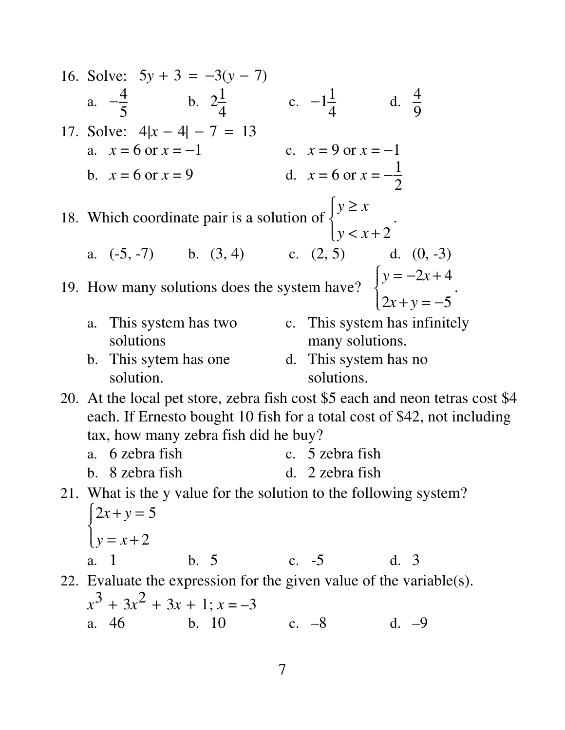16. Solve: $5y + 3 = -3(y - 7)$

    a. $-\frac{4}{5}$ b. $2\frac{1}{4}$ c. $-1\frac{1}{4}$ d. $\frac{4}{9}$

17. Solve: $4|x - 4| - 7 = 13$

    a. $x = 6$ or $x = -1$
    b. $x = 6$ or $x = 9$
    c. $x = 9$ or $x = -1$
    d. $x = 6$ or $x = -\frac{1}{2}$

18. Which coordinate pair is a solution of $\begin{cases} y \geq x \\ y < x + 2 \end{cases}$.

    a. (-5, -7) b. (3, 4) c. (2, 5) d. (0, -3)

19. How many solutions does the system have? $\begin{cases} y = -2x + 4 \\ 2x + y = -5 \end{cases}$.

    a. This system has two solutions
    b. This sytem has one solution.
    c. This system has infinitely many solutions.
    d. This system has no solutions.

20. At the local pet store, zebra fish cost \$5 each and neon tetras cost \$4 each. If Ernesto bought 10 fish for a total cost of \$42, not including tax, how many zebra fish did he buy?

    a. 6 zebra fish
    b. 8 zebra fish
    c. 5 zebra fish
    d. 2 zebra fish

21. What is the y value for the solution to the following system?

    $\begin{cases} 2x + y = 5 \\ y = x + 2 \end{cases}$

    a. 1 b. 5 c. -5 d. 3

22. Evaluate the expression for the given value of the variable(s).

    $x^3 + 3x^2 + 3x + 1; x = -3$

    a. 46 b. 10 c. –8 d. –9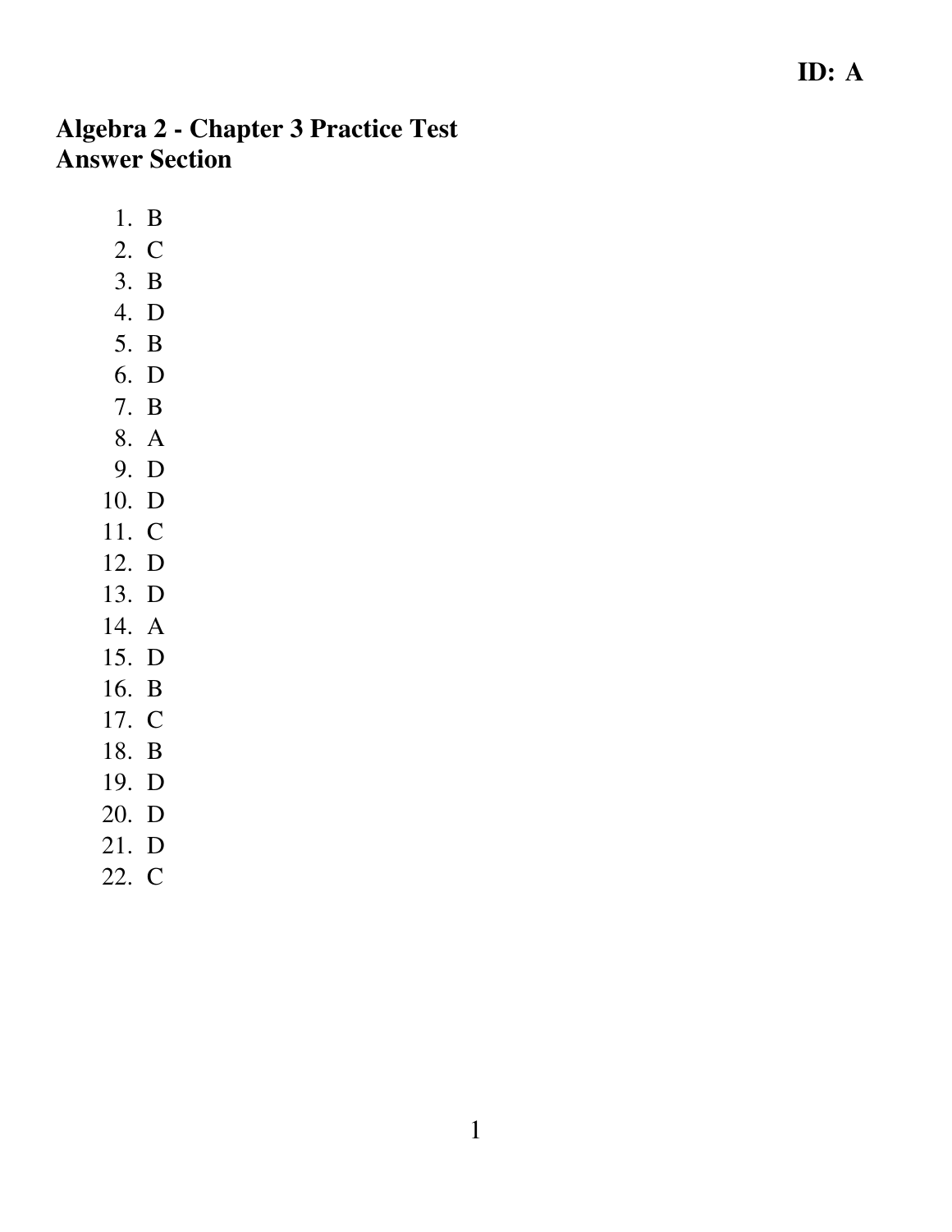ID: A

# Algebra 2 - Chapter 3 Practice Test
## Answer Section

1. B
2. C
3. B
4. D
5. B
6. D
7. B
8. A
9. D
10. D
11. C
12. D
13. D
14. A
15. D
16. B
17. C
18. B
19. D
20. D
21. D
22. C